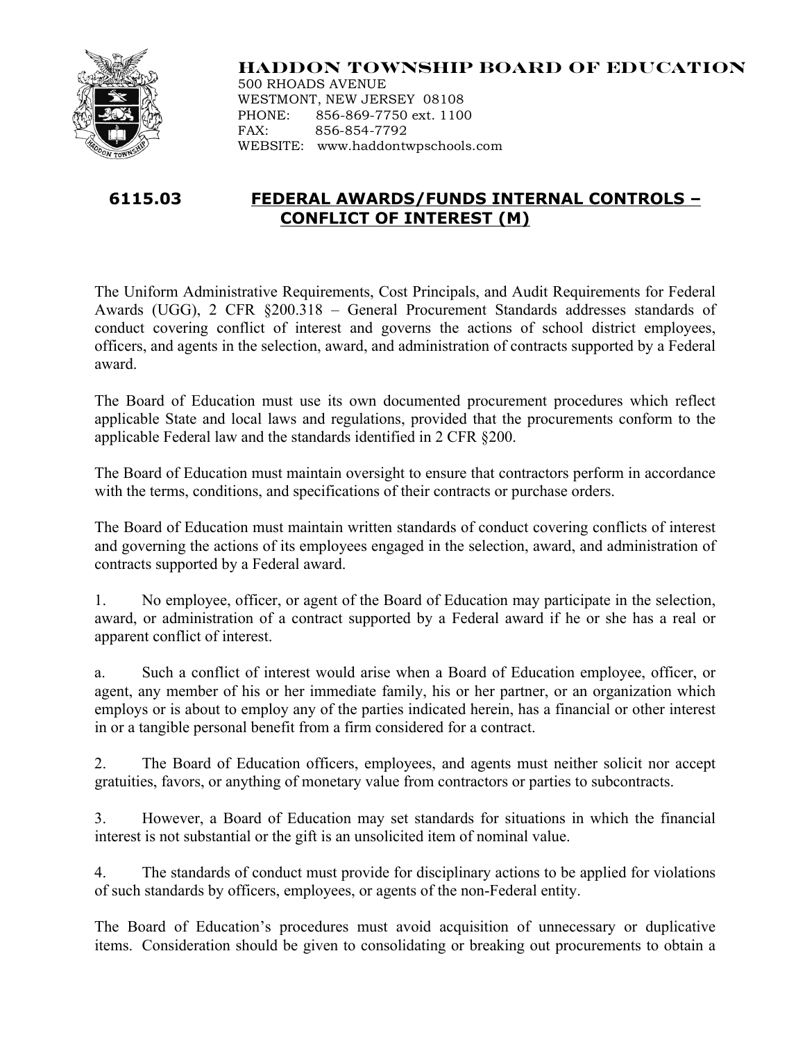# HADDON TOWNSHIP BOARD OF EDUCATION

500 RHOADS AVENUE
WESTMONT, NEW JERSEY 08108
PHONE: 856-869-7750 ext. 1100
FAX: 856-854-7792
WEBSITE: www.haddontwpschools.com

## 6115.03 FEDERAL AWARDS/FUNDS INTERNAL CONTROLS – CONFLICT OF INTEREST (M)

The Uniform Administrative Requirements, Cost Principals, and Audit Requirements for Federal Awards (UGG), 2 CFR §200.318 – General Procurement Standards addresses standards of conduct covering conflict of interest and governs the actions of school district employees, officers, and agents in the selection, award, and administration of contracts supported by a Federal award.

The Board of Education must use its own documented procurement procedures which reflect applicable State and local laws and regulations, provided that the procurements conform to the applicable Federal law and the standards identified in 2 CFR §200.

The Board of Education must maintain oversight to ensure that contractors perform in accordance with the terms, conditions, and specifications of their contracts or purchase orders.

The Board of Education must maintain written standards of conduct covering conflicts of interest and governing the actions of its employees engaged in the selection, award, and administration of contracts supported by a Federal award.

1. No employee, officer, or agent of the Board of Education may participate in the selection, award, or administration of a contract supported by a Federal award if he or she has a real or apparent conflict of interest.

a. Such a conflict of interest would arise when a Board of Education employee, officer, or agent, any member of his or her immediate family, his or her partner, or an organization which employs or is about to employ any of the parties indicated herein, has a financial or other interest in or a tangible personal benefit from a firm considered for a contract.

2. The Board of Education officers, employees, and agents must neither solicit nor accept gratuities, favors, or anything of monetary value from contractors or parties to subcontracts.

3. However, a Board of Education may set standards for situations in which the financial interest is not substantial or the gift is an unsolicited item of nominal value.

4. The standards of conduct must provide for disciplinary actions to be applied for violations of such standards by officers, employees, or agents of the non-Federal entity.

The Board of Education's procedures must avoid acquisition of unnecessary or duplicative items. Consideration should be given to consolidating or breaking out procurements to obtain a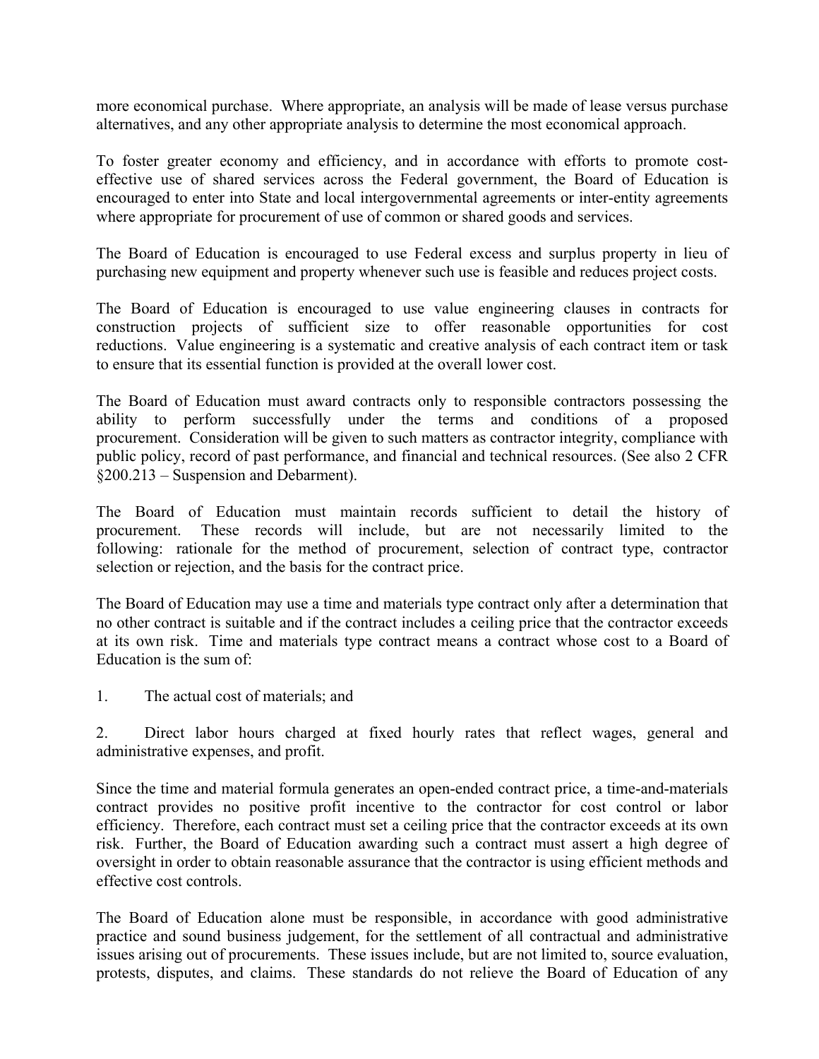more economical purchase. Where appropriate, an analysis will be made of lease versus purchase alternatives, and any other appropriate analysis to determine the most economical approach.

To foster greater economy and efficiency, and in accordance with efforts to promote cost-effective use of shared services across the Federal government, the Board of Education is encouraged to enter into State and local intergovernmental agreements or inter-entity agreements where appropriate for procurement of use of common or shared goods and services.

The Board of Education is encouraged to use Federal excess and surplus property in lieu of purchasing new equipment and property whenever such use is feasible and reduces project costs.

The Board of Education is encouraged to use value engineering clauses in contracts for construction projects of sufficient size to offer reasonable opportunities for cost reductions. Value engineering is a systematic and creative analysis of each contract item or task to ensure that its essential function is provided at the overall lower cost.

The Board of Education must award contracts only to responsible contractors possessing the ability to perform successfully under the terms and conditions of a proposed procurement. Consideration will be given to such matters as contractor integrity, compliance with public policy, record of past performance, and financial and technical resources. (See also 2 CFR §200.213 – Suspension and Debarment).

The Board of Education must maintain records sufficient to detail the history of procurement. These records will include, but are not necessarily limited to the following: rationale for the method of procurement, selection of contract type, contractor selection or rejection, and the basis for the contract price.

The Board of Education may use a time and materials type contract only after a determination that no other contract is suitable and if the contract includes a ceiling price that the contractor exceeds at its own risk. Time and materials type contract means a contract whose cost to a Board of Education is the sum of:

1. The actual cost of materials; and

2. Direct labor hours charged at fixed hourly rates that reflect wages, general and administrative expenses, and profit.

Since the time and material formula generates an open-ended contract price, a time-and-materials contract provides no positive profit incentive to the contractor for cost control or labor efficiency. Therefore, each contract must set a ceiling price that the contractor exceeds at its own risk. Further, the Board of Education awarding such a contract must assert a high degree of oversight in order to obtain reasonable assurance that the contractor is using efficient methods and effective cost controls.

The Board of Education alone must be responsible, in accordance with good administrative practice and sound business judgement, for the settlement of all contractual and administrative issues arising out of procurements. These issues include, but are not limited to, source evaluation, protests, disputes, and claims. These standards do not relieve the Board of Education of any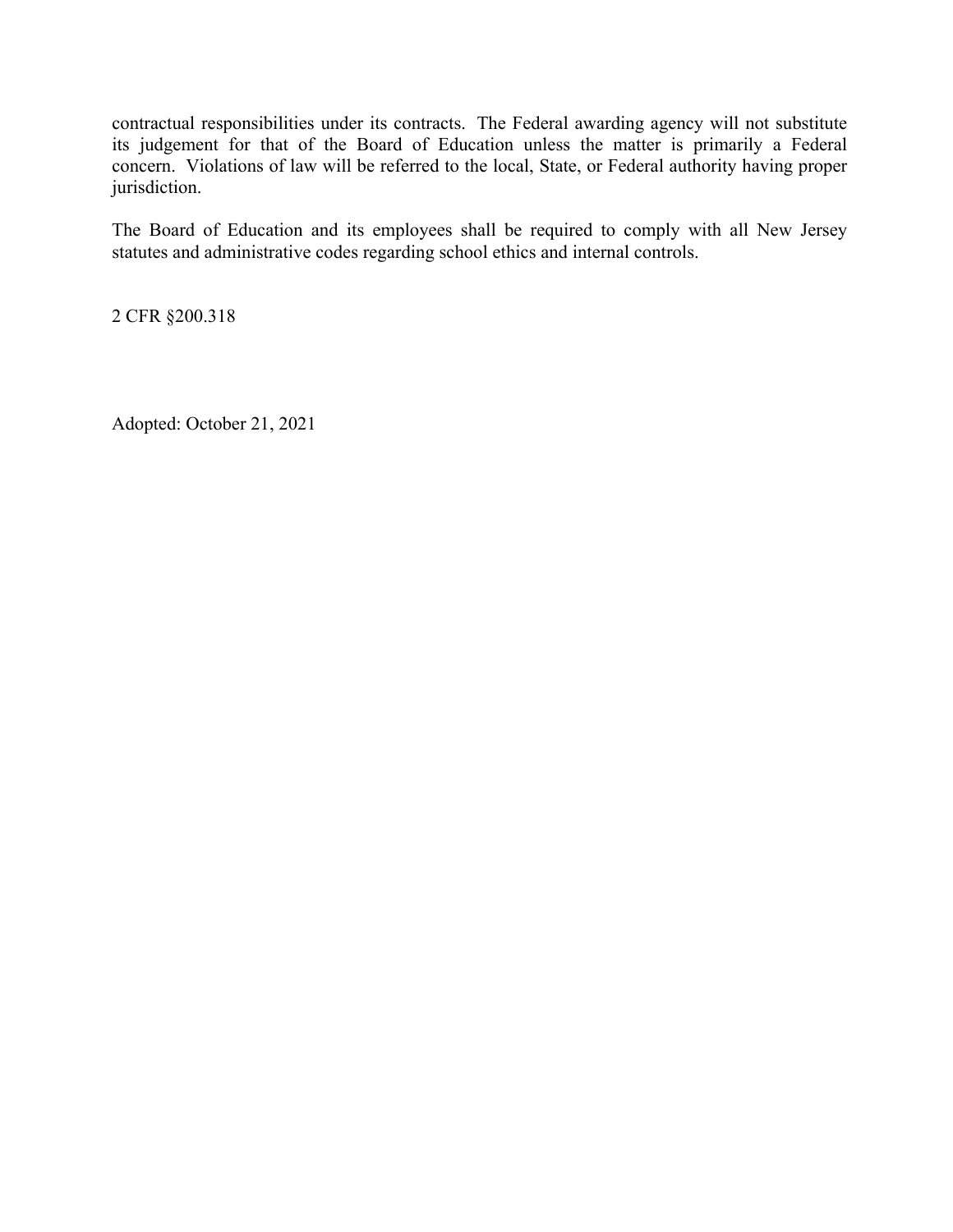contractual responsibilities under its contracts. The Federal awarding agency will not substitute its judgement for that of the Board of Education unless the matter is primarily a Federal concern. Violations of law will be referred to the local, State, or Federal authority having proper jurisdiction.

The Board of Education and its employees shall be required to comply with all New Jersey statutes and administrative codes regarding school ethics and internal controls.

2 CFR §200.318

Adopted: October 21, 2021